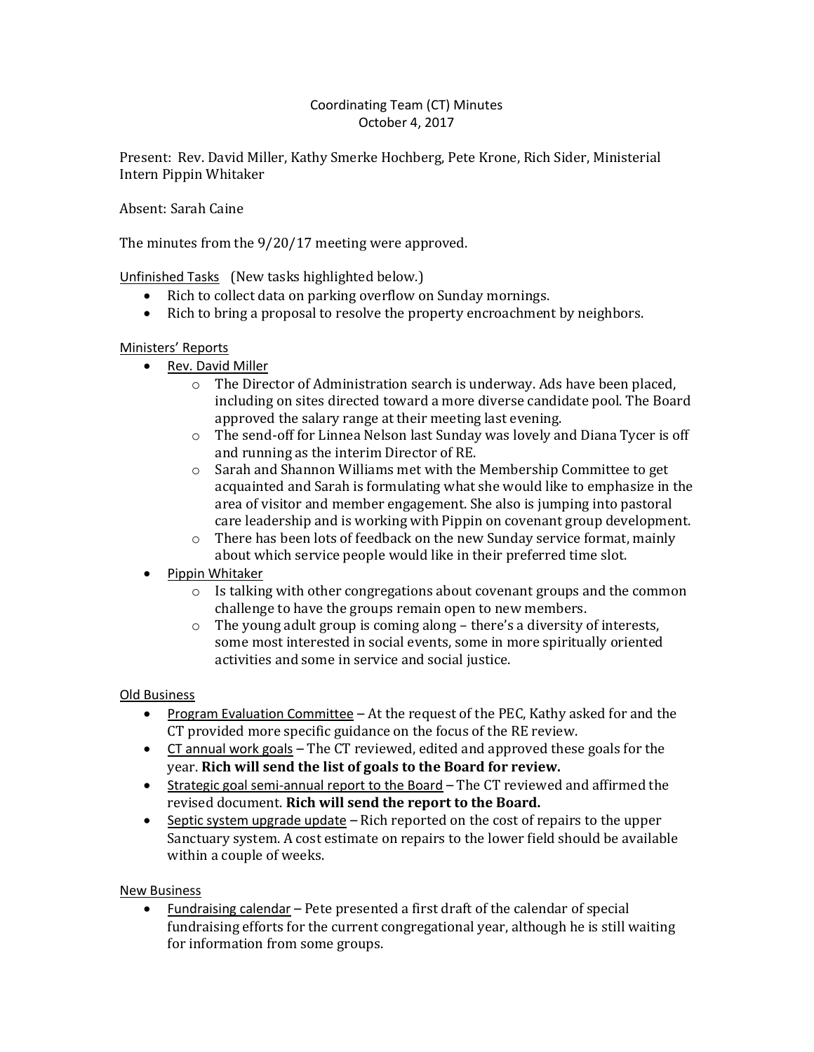Coordinating Team (CT) Minutes
October 4, 2017

Present: Rev. David Miller, Kathy Smerke Hochberg, Pete Krone, Rich Sider, Ministerial Intern Pippin Whitaker

Absent: Sarah Caine

The minutes from the 9/20/17 meeting were approved.

Unfinished Tasks (New tasks highlighted below.)

- Rich to collect data on parking overflow on Sunday mornings.
- Rich to bring a proposal to resolve the property encroachment by neighbors.

Ministers' Reports

- Rev. David Miller
  - The Director of Administration search is underway. Ads have been placed, including on sites directed toward a more diverse candidate pool. The Board approved the salary range at their meeting last evening.
  - The send-off for Linnea Nelson last Sunday was lovely and Diana Tycer is off and running as the interim Director of RE.
  - Sarah and Shannon Williams met with the Membership Committee to get acquainted and Sarah is formulating what she would like to emphasize in the area of visitor and member engagement. She also is jumping into pastoral care leadership and is working with Pippin on covenant group development.
  - There has been lots of feedback on the new Sunday service format, mainly about which service people would like in their preferred time slot.
- Pippin Whitaker
  - Is talking with other congregations about covenant groups and the common challenge to have the groups remain open to new members.
  - The young adult group is coming along – there's a diversity of interests, some most interested in social events, some in more spiritually oriented activities and some in service and social justice.

Old Business

- Program Evaluation Committee – At the request of the PEC, Kathy asked for and the CT provided more specific guidance on the focus of the RE review.
- CT annual work goals – The CT reviewed, edited and approved these goals for the year. **Rich will send the list of goals to the Board for review.**
- Strategic goal semi-annual report to the Board – The CT reviewed and affirmed the revised document. **Rich will send the report to the Board.**
- Septic system upgrade update – Rich reported on the cost of repairs to the upper Sanctuary system. A cost estimate on repairs to the lower field should be available within a couple of weeks.

New Business

- Fundraising calendar – Pete presented a first draft of the calendar of special fundraising efforts for the current congregational year, although he is still waiting for information from some groups.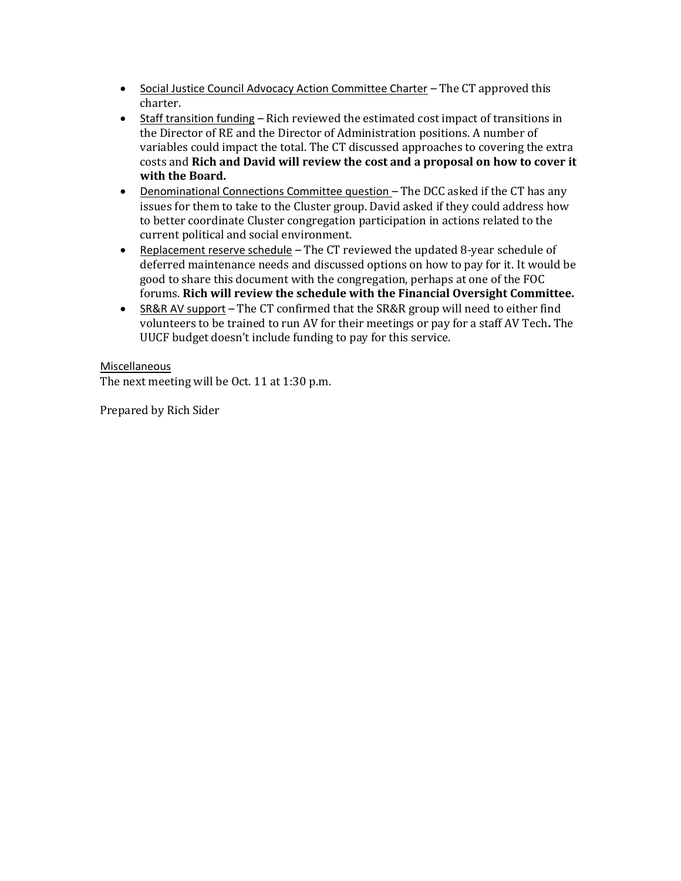- Social Justice Council Advocacy Action Committee Charter – The CT approved this charter.
- Staff transition funding – Rich reviewed the estimated cost impact of transitions in the Director of RE and the Director of Administration positions. A number of variables could impact the total. The CT discussed approaches to covering the extra costs and **Rich and David will review the cost and a proposal on how to cover it with the Board.**
- Denominational Connections Committee question – The DCC asked if the CT has any issues for them to take to the Cluster group. David asked if they could address how to better coordinate Cluster congregation participation in actions related to the current political and social environment.
- Replacement reserve schedule – The CT reviewed the updated 8-year schedule of deferred maintenance needs and discussed options on how to pay for it. It would be good to share this document with the congregation, perhaps at one of the FOC forums. **Rich will review the schedule with the Financial Oversight Committee.**
- SR&R AV support – The CT confirmed that the SR&R group will need to either find volunteers to be trained to run AV for their meetings or pay for a staff AV Tech**.** The UUCF budget doesn't include funding to pay for this service.

Miscellaneous

The next meeting will be Oct. 11 at 1:30 p.m.

Prepared by Rich Sider